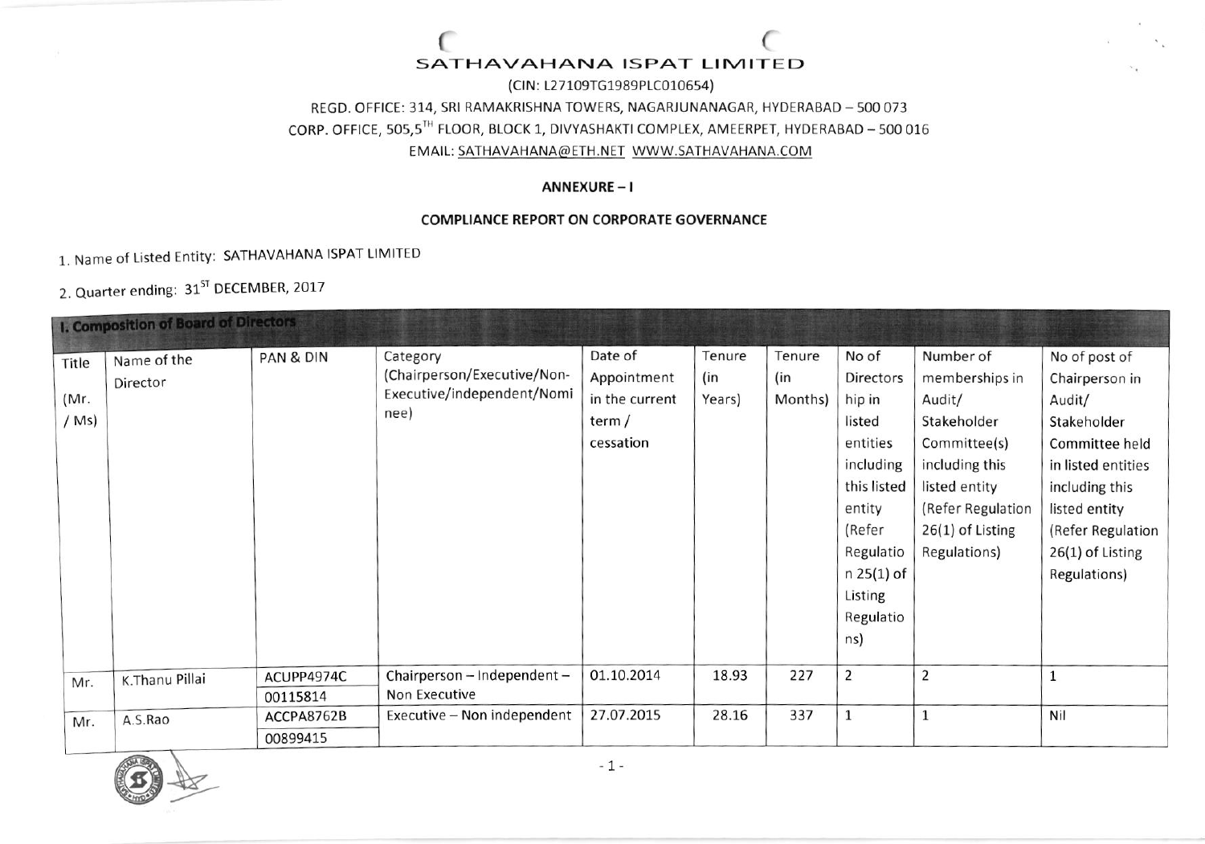# SATHAVAHANA ISPAT LIMITED

(CIN: L27109TG1989PLC010654)

REGD. OFFICE: 314, SRI RAMAKRISHNA TOWERS, NAGARJUNANAGAR, HYDERABAD – 500 073

CORP. OFFICE, 505,5TH FLOOR, BLOCK 1, DIVYASHAKTI COMPLEX, AMEERPET, HYDERABAD – 500 016

EMAIL: SATHAVAHANA@ETH.NET WWW.SATHAVAHANA.COM

**ANNEXURE – I**

**COMPLIANCE REPORT ON CORPORATE GOVERNANCE**

1. Name of Listed Entity: SATHAVAHANA ISPAT LIMITED
2. Quarter ending: 31ST DECEMBER, 2017

**I. Composition of Board of Directors**

| Title (Mr. / Ms) | Name of the Director | PAN & DIN | Category (Chairperson/Executive/Non-Executive/independent/Nominee) | Date of Appointment in the current term / cessation | Tenure (in Years) | Tenure (in Months) | No of Directorship in listed entities including this listed entity (Refer Regulation 25(1) of Listing Regulations) | Number of memberships in Audit/ Stakeholder Committee(s) including this listed entity (Refer Regulation 26(1) of Listing Regulations) | No of post of Chairperson in Audit/ Stakeholder Committee held in listed entities including this listed entity (Refer Regulation 26(1) of Listing Regulations) |
|---|---|---|---|---|---|---|---|---|---|
| Mr. | K.Thanu Pillai | ACUPP4974C 00115814 | Chairperson – Independent – Non Executive | 01.10.2014 | 18.93 | 227 | 2 | 2 | 1 |
| Mr. | A.S.Rao | ACCPA8762B 00899415 | Executive – Non independent | 27.07.2015 | 28.16 | 337 | 1 | 1 | Nil |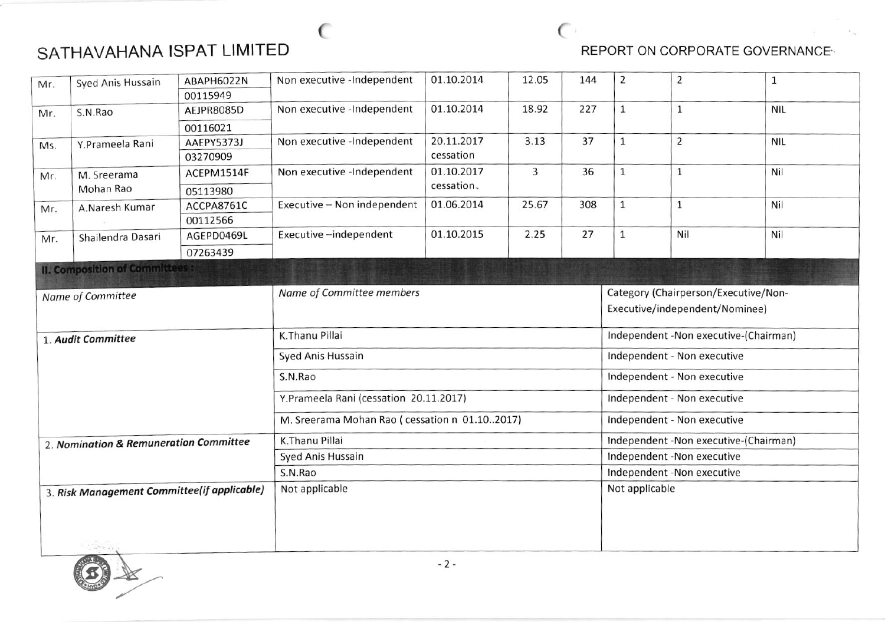| Mr. | Syed Anis Hussain | ABAPH6022N 00115949 | Non executive -Independent | 01.10.2014 | 12.05 | 144 | 2 | 2 | 1 |
|---|---|---|---|---|---|---|---|---|---|
| Mr. | S.N.Rao | AEJPR8085D 00116021 | Non executive -Independent | 01.10.2014 | 18.92 | 227 | 1 | 1 | NIL |
| Ms. | Y.Prameela Rani | AAEPY5373J 03270909 | Non executive -Independent | 20.11.2017 cessation | 3.13 | 37 | 1 | 2 | NIL |
| Mr. | M. Sreerama Mohan Rao | ACEPM1514F 05113980 | Non executive -Independent | 01.10.2017 cessation. | 3 | 36 | 1 | 1 | Nil |
| Mr. | A.Naresh Kumar | ACCPA8761C 00112566 | Executive – Non independent | 01.06.2014 | 25.67 | 308 | 1 | 1 | Nil |
| Mr. | Shailendra Dasari | AGEPD0469L 07263439 | Executive –independent | 01.10.2015 | 2.25 | 27 | 1 | Nil | Nil |

## II. Composition of Committees :

| *Name of Committee* | *Name of Committee members* | Category (Chairperson/Executive/Non-Executive/independent/Nominee) |
|---|---|---|
| 1. ***Audit Committee*** | K.Thanu Pillai | Independent -Non executive-(Chairman) |
| | Syed Anis Hussain | Independent - Non executive |
| | S.N.Rao | Independent - Non executive |
| | Y.Prameela Rani (cessation 20.11.2017) | Independent - Non executive |
| | M. Sreerama Mohan Rao ( cessation n 01.10..2017) | Independent - Non executive |
| 2. ***Nomination & Remuneration Committee*** | K.Thanu Pillai | Independent -Non executive-(Chairman) |
| | Syed Anis Hussain | Independent -Non executive |
| | S.N.Rao | Independent -Non executive |
| 3. ***Risk Management Committee(if applicable)*** | Not applicable | Not applicable |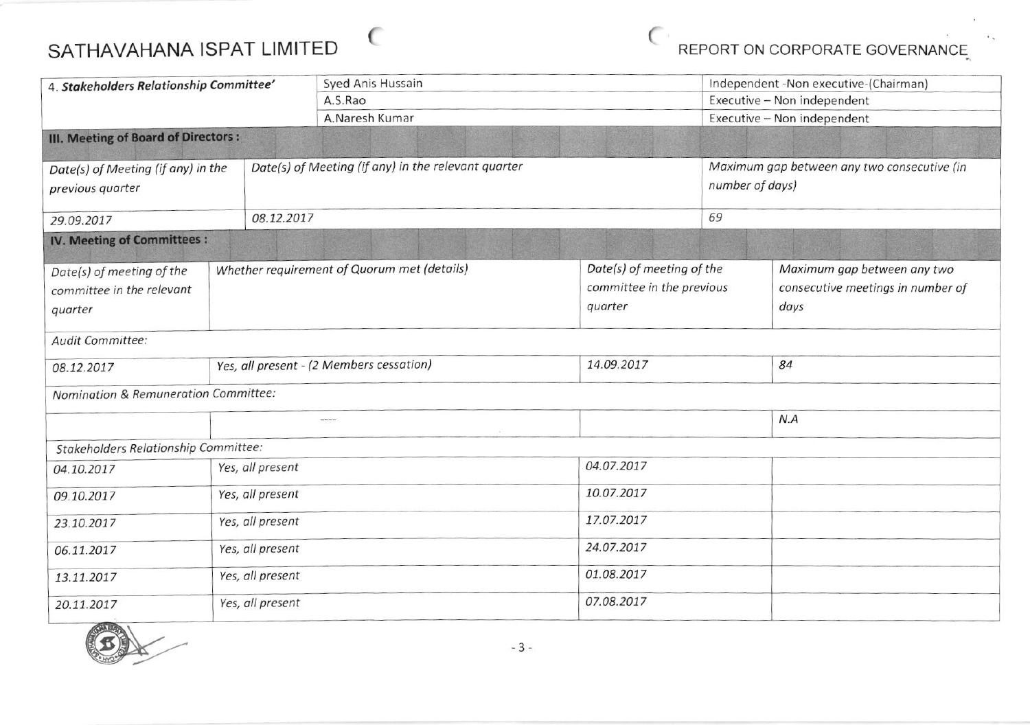| 4. ***Stakeholders Relationship Committee'*** | Syed Anis Hussain | Independent -Non executive-(Chairman) |
|---|---|---|
| | A.S.Rao | Executive – Non independent |
| | A.Naresh Kumar | Executive – Non independent |

### III. Meeting of Board of Directors :

| *Date(s) of Meeting (if any) in the previous quarter* | *Date(s) of Meeting (if any) in the relevant quarter* | *Maximum gap between any two consecutive (in number of days)* |
|---|---|---|
| *29.09.2017* | *08.12.2017* | *69* |

### IV. Meeting of Committees :

| *Date(s) of meeting of the committee in the relevant quarter* | *Whether requirement of Quorum met (details)* | *Date(s) of meeting of the committee in the previous quarter* | *Maximum gap between any two consecutive meetings in number of days* |
|---|---|---|---|
| *Audit Committee:* | | | |
| *08.12.2017* | *Yes, all present - (2 Members cessation)* | *14.09.2017* | *84* |
| *Nomination & Remuneration Committee:* | | | |
| | ---- | | *N.A* |
| *Stakeholders Relationship Committee:* | | | |
| *04.10.2017* | *Yes, all present* | *04.07.2017* | |
| *09.10.2017* | *Yes, all present* | *10.07.2017* | |
| *23.10.2017* | *Yes, all present* | *17.07.2017* | |
| *06.11.2017* | *Yes, all present* | *24.07.2017* | |
| *13.11.2017* | *Yes, all present* | *01.08.2017* | |
| *20.11.2017* | *Yes, all present* | *07.08.2017* | |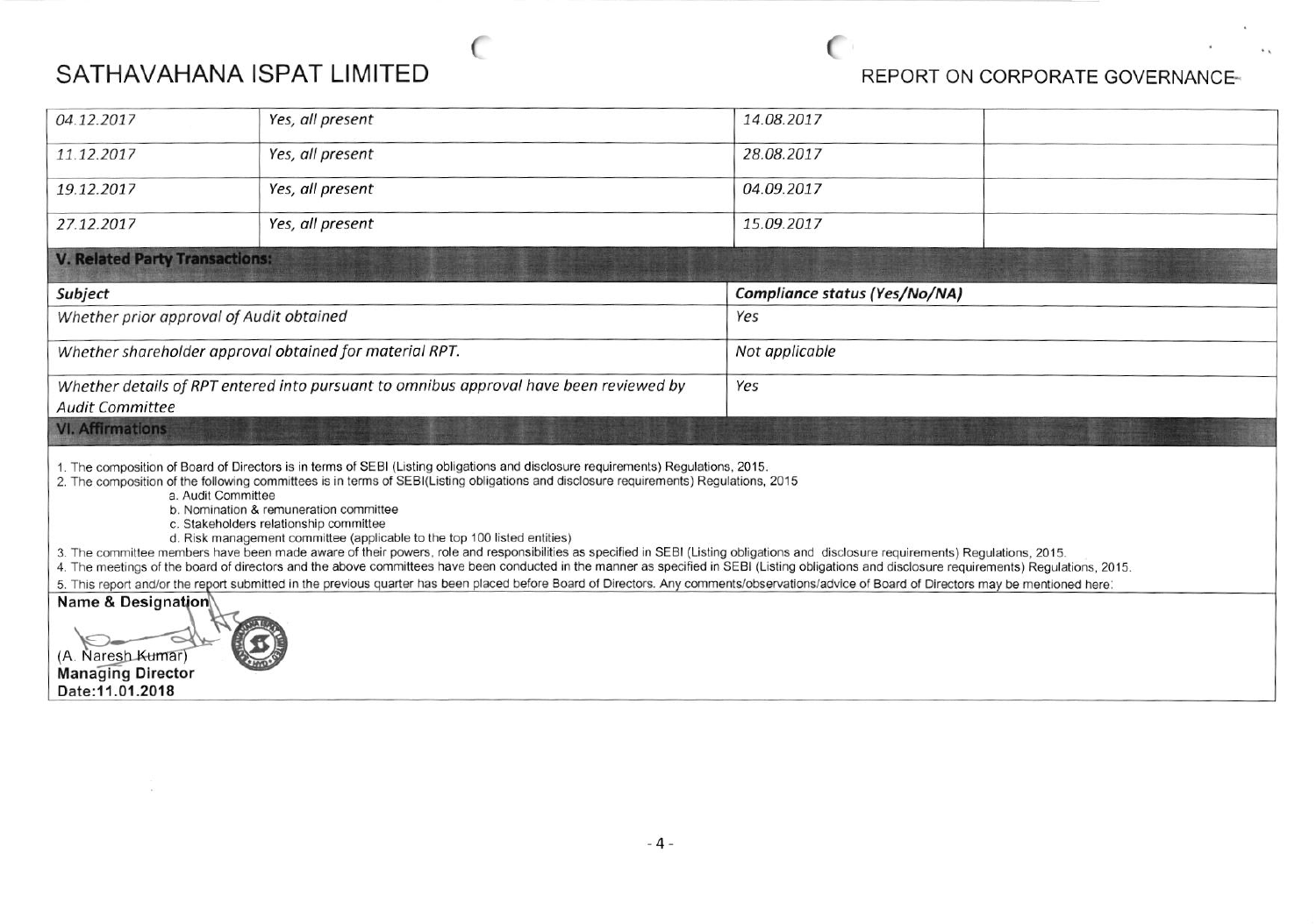| | | | |
|---|---|---|---|
| *04.12.2017* | *Yes, all present* | *14.08.2017* | |
| *11.12.2017* | *Yes, all present* | *28.08.2017* | |
| *19.12.2017* | *Yes, all present* | *04.09.2017* | |
| *27.12.2017* | *Yes, all present* | *15.09.2017* | |

### V. Related Party Transactions:

| *Subject* | *Compliance status (Yes/No/NA)* |
|---|---|
| *Whether prior approval of Audit obtained* | *Yes* |
| *Whether shareholder approval obtained for material RPT.* | *Not applicable* |
| *Whether details of RPT entered into pursuant to omnibus approval have been reviewed by Audit Committee* | *Yes* |

### VI. Affirmations

1. The composition of Board of Directors is in terms of SEBI (Listing obligations and disclosure requirements) Regulations, 2015.
2. The composition of the following committees is in terms of SEBI(Listing obligations and disclosure requirements) Regulations, 2015
   - a. Audit Committee
   - b. Nomination & remuneration committee
   - c. Stakeholders relationship committee
   - d. Risk management committee (applicable to the top 100 listed entities)
3. The committee members have been made aware of their powers, role and responsibilities as specified in SEBI (Listing obligations and disclosure requirements) Regulations, 2015.
4. The meetings of the board of directors and the above committees have been conducted in the manner as specified in SEBI (Listing obligations and disclosure requirements) Regulations, 2015.
5. This report and/or the report submitted in the previous quarter has been placed before Board of Directors. Any comments/observations/advice of Board of Directors may be mentioned here:

**Name & Designation**

(A. Naresh Kumar)
**Managing Director**
**Date:11.01.2018**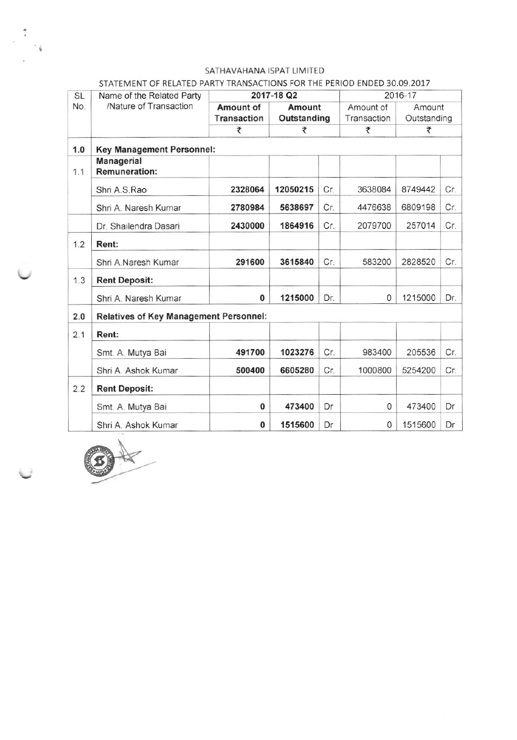SATHAVAHANA ISPAT LIMITED

STATEMENT OF RELATED PARTY TRANSACTIONS FOR THE PERIOD ENDED 30.09.2017

| SL No. | Name of the Related Party /Nature of Transaction | 2017-18 Q2 | | | 2016-17 | | |
|---|---|---|---|---|---|---|---|
| | | Amount of Transaction | Amount Outstanding | | Amount of Transaction | Amount Outstanding | |
| | | ₹ | ₹ | | ₹ | ₹ | |
| **1.0** | **Key Management Personnel:** | | | | | | |
| 1.1 | **Managerial Remuneration:** | | | | | | |
| | Shri A.S.Rao | **2328064** | **12050215** | Cr. | 3638084 | 8749442 | Cr. |
| | Shri A. Naresh Kumar | **2780984** | **5638697** | Cr. | 4476638 | 6809198 | Cr. |
| | Dr. Shailendra Dasari | **2430000** | **1864916** | Cr. | 2079700 | 257014 | Cr. |
| 1.2 | **Rent:** | | | | | | |
| | Shri A.Naresh Kumar | **291600** | **3615840** | Cr. | 583200 | 2828520 | Cr. |
| 1.3 | **Rent Deposit:** | | | | | | |
| | Shri A. Naresh Kumar | **0** | **1215000** | Dr. | 0 | 1215000 | Dr. |
| **2.0** | **Relatives of Key Management Personnel:** | | | | | | |
| 2.1 | **Rent:** | | | | | | |
| | Smt. A. Mutya Bai | **491700** | **1023276** | Cr. | 983400 | 205536 | Cr. |
| | Shri A. Ashok Kumar | **500400** | **6605280** | Cr. | 1000800 | 5254200 | Cr. |
| 2.2 | **Rent Deposit:** | | | | | | |
| | Smt. A. Mutya Bai | **0** | **473400** | Dr | 0 | 473400 | Dr |
| | Shri A. Ashok Kumar | **0** | **1515600** | Dr | 0 | 1515600 | Dr |